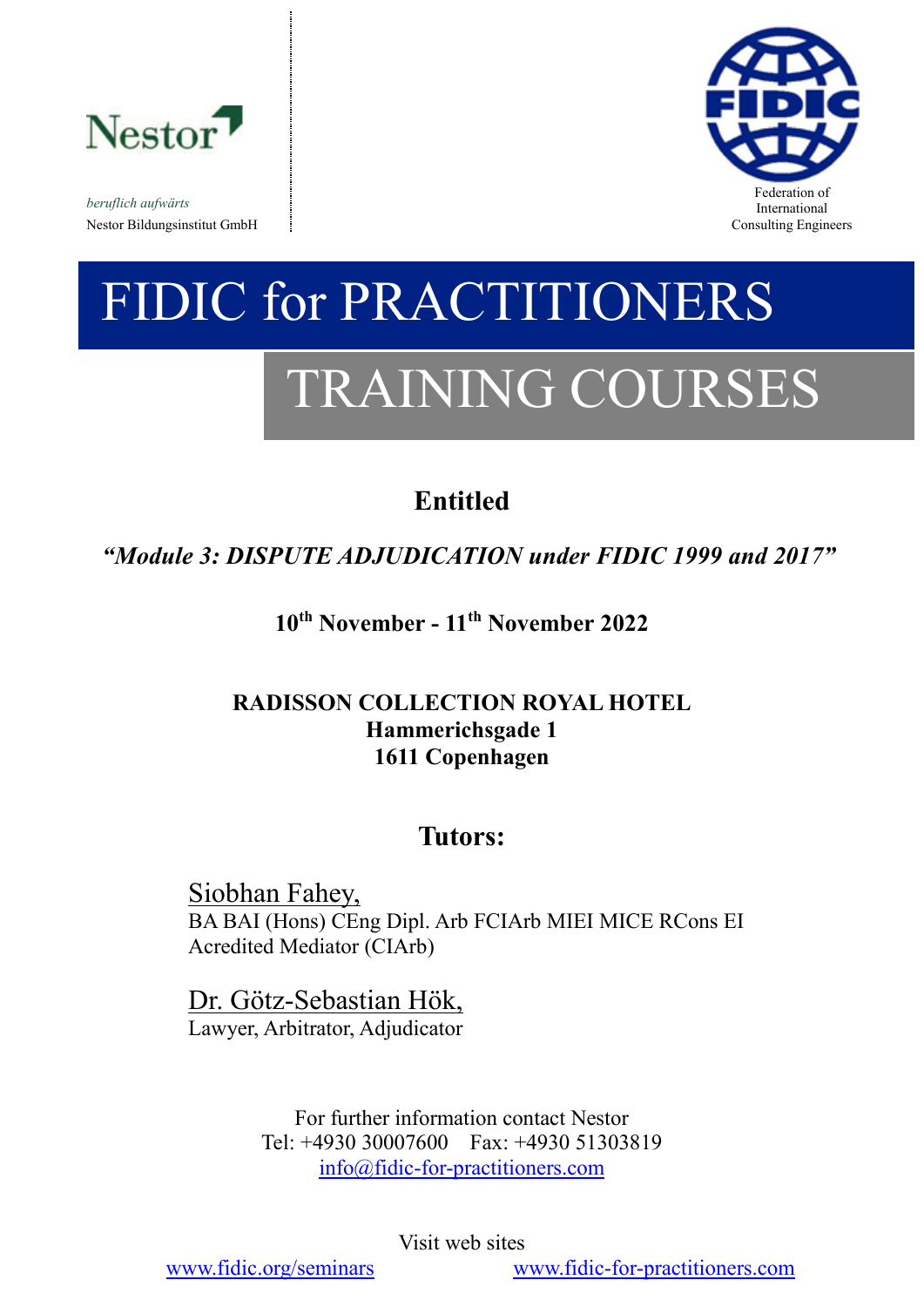Nestor

*beruflich aufwärts*

Nestor Bildungsinstitut GmbH

FIDIC

Federation of International Consulting Engineers

# FIDIC for PRACTITIONERS

# TRAINING COURSES

**Entitled**

***"Module 3: DISPUTE ADJUDICATION under FIDIC 1999 and 2017"***

**10th November - 11th November 2022**

**RADISSON COLLECTION ROYAL HOTEL**
**Hammerichsgade 1**
**1611 Copenhagen**

## Tutors:

Siobhan Fahey,
BA BAI (Hons) CEng Dipl. Arb FCIArb MIEI MICE RCons EI
Acredited Mediator (CIArb)

Dr. Götz-Sebastian Hök,
Lawyer, Arbitrator, Adjudicator

For further information contact Nestor
Tel: +4930 30007600 Fax: +4930 51303819
info@fidic-for-practitioners.com

Visit web sites
www.fidic.org/seminars www.fidic-for-practitioners.com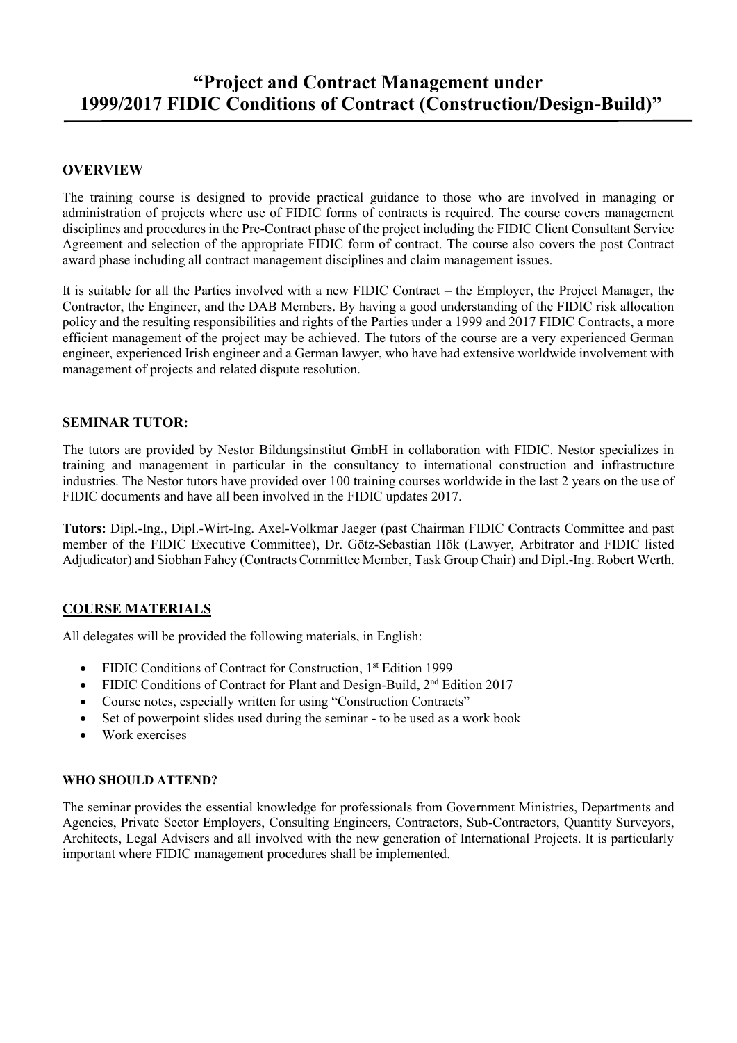# “Project and Contract Management under 1999/2017 FIDIC Conditions of Contract (Construction/Design-Build)”

## OVERVIEW

The training course is designed to provide practical guidance to those who are involved in managing or administration of projects where use of FIDIC forms of contracts is required. The course covers management disciplines and procedures in the Pre-Contract phase of the project including the FIDIC Client Consultant Service Agreement and selection of the appropriate FIDIC form of contract. The course also covers the post Contract award phase including all contract management disciplines and claim management issues.

It is suitable for all the Parties involved with a new FIDIC Contract – the Employer, the Project Manager, the Contractor, the Engineer, and the DAB Members. By having a good understanding of the FIDIC risk allocation policy and the resulting responsibilities and rights of the Parties under a 1999 and 2017 FIDIC Contracts, a more efficient management of the project may be achieved. The tutors of the course are a very experienced German engineer, experienced Irish engineer and a German lawyer, who have had extensive worldwide involvement with management of projects and related dispute resolution.

## SEMINAR TUTOR:

The tutors are provided by Nestor Bildungsinstitut GmbH in collaboration with FIDIC. Nestor specializes in training and management in particular in the consultancy to international construction and infrastructure industries. The Nestor tutors have provided over 100 training courses worldwide in the last 2 years on the use of FIDIC documents and have all been involved in the FIDIC updates 2017.

**Tutors:** Dipl.-Ing., Dipl.-Wirt-Ing. Axel-Volkmar Jaeger (past Chairman FIDIC Contracts Committee and past member of the FIDIC Executive Committee), Dr. Götz-Sebastian Hök (Lawyer, Arbitrator and FIDIC listed Adjudicator) and Siobhan Fahey (Contracts Committee Member, Task Group Chair) and Dipl.-Ing. Robert Werth.

## COURSE MATERIALS

All delegates will be provided the following materials, in English:

- FIDIC Conditions of Contract for Construction, 1st Edition 1999
- FIDIC Conditions of Contract for Plant and Design-Build, 2nd Edition 2017
- Course notes, especially written for using “Construction Contracts”
- Set of powerpoint slides used during the seminar - to be used as a work book
- Work exercises

### WHO SHOULD ATTEND?

The seminar provides the essential knowledge for professionals from Government Ministries, Departments and Agencies, Private Sector Employers, Consulting Engineers, Contractors, Sub-Contractors, Quantity Surveyors, Architects, Legal Advisers and all involved with the new generation of International Projects. It is particularly important where FIDIC management procedures shall be implemented.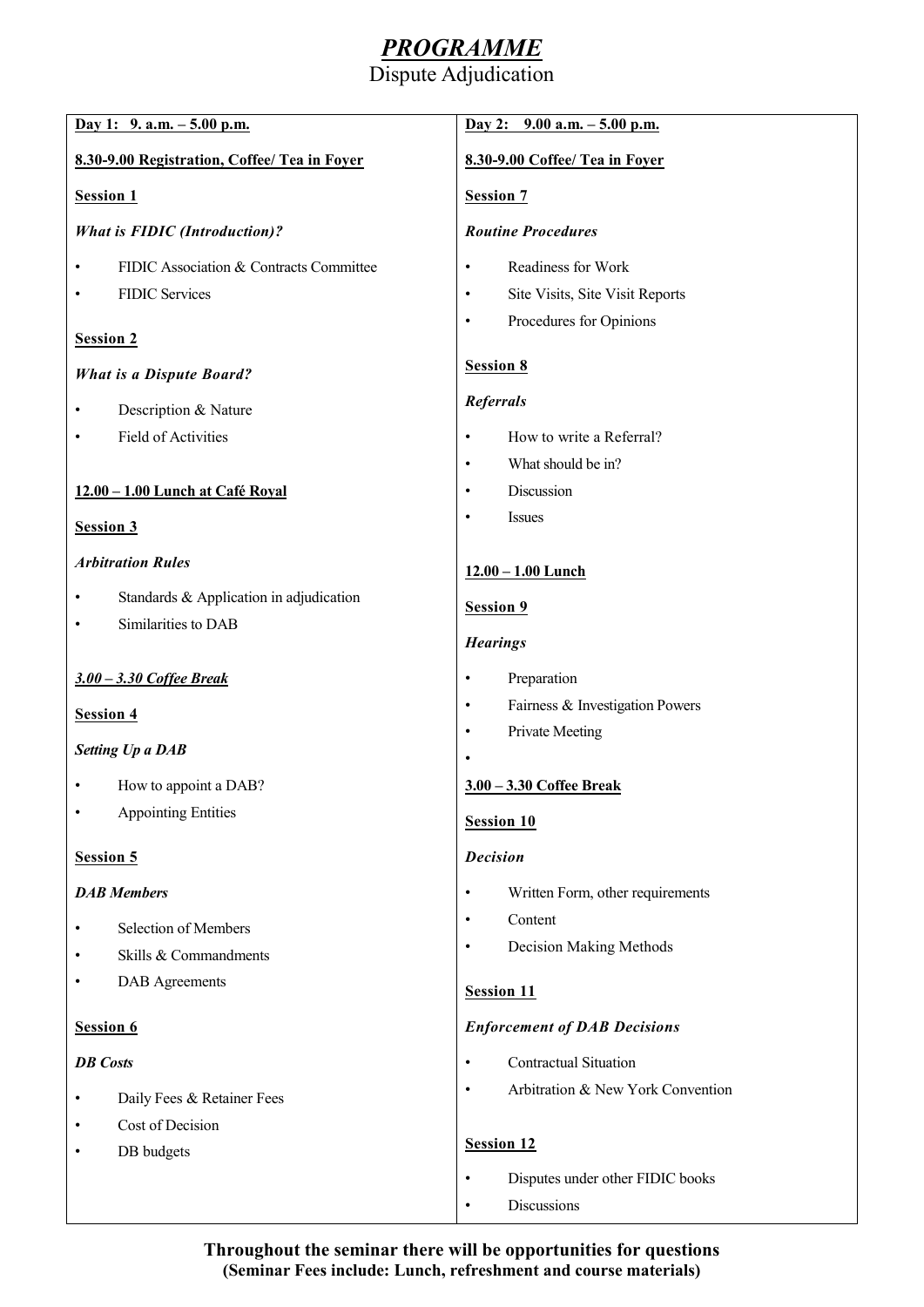# *PROGRAMME*

Dispute Adjudication

**Day 1: 9. a.m. – 5.00 p.m.**

**8.30-9.00 Registration, Coffee/ Tea in Foyer**

**Session 1**

***What is FIDIC (Introduction)?***

- FIDIC Association & Contracts Committee
- FIDIC Services

**Session 2**

***What is a Dispute Board?***

- Description & Nature
- Field of Activities

**12.00 – 1.00 Lunch at Café Royal**

**Session 3**

***Arbitration Rules***

- Standards & Application in adjudication
- Similarities to DAB

***3.00 – 3.30 Coffee Break***

**Session 4**

***Setting Up a DAB***

- How to appoint a DAB?
- Appointing Entities

**Session 5**

***DAB Members***

- Selection of Members
- Skills & Commandments
- DAB Agreements

**Session 6**

***DB Costs***

- Daily Fees & Retainer Fees
- Cost of Decision
- DB budgets

**Day 2: 9.00 a.m. – 5.00 p.m.**

**8.30-9.00 Coffee/ Tea in Foyer**

**Session 7**

***Routine Procedures***

- Readiness for Work
- Site Visits, Site Visit Reports
- Procedures for Opinions

**Session 8**

***Referrals***

- How to write a Referral?
- What should be in?
- Discussion
- Issues

**12.00 – 1.00 Lunch**

**Session 9**

***Hearings***

- Preparation
- Fairness & Investigation Powers
- Private Meeting
-

**3.00 – 3.30 Coffee Break**

**Session 10**

***Decision***

- Written Form, other requirements
- Content
- Decision Making Methods

**Session 11**

***Enforcement of DAB Decisions***

- Contractual Situation
- Arbitration & New York Convention

**Session 12**

- Disputes under other FIDIC books
- Discussions

**Throughout the seminar there will be opportunities for questions**
**(Seminar Fees include: Lunch, refreshment and course materials)**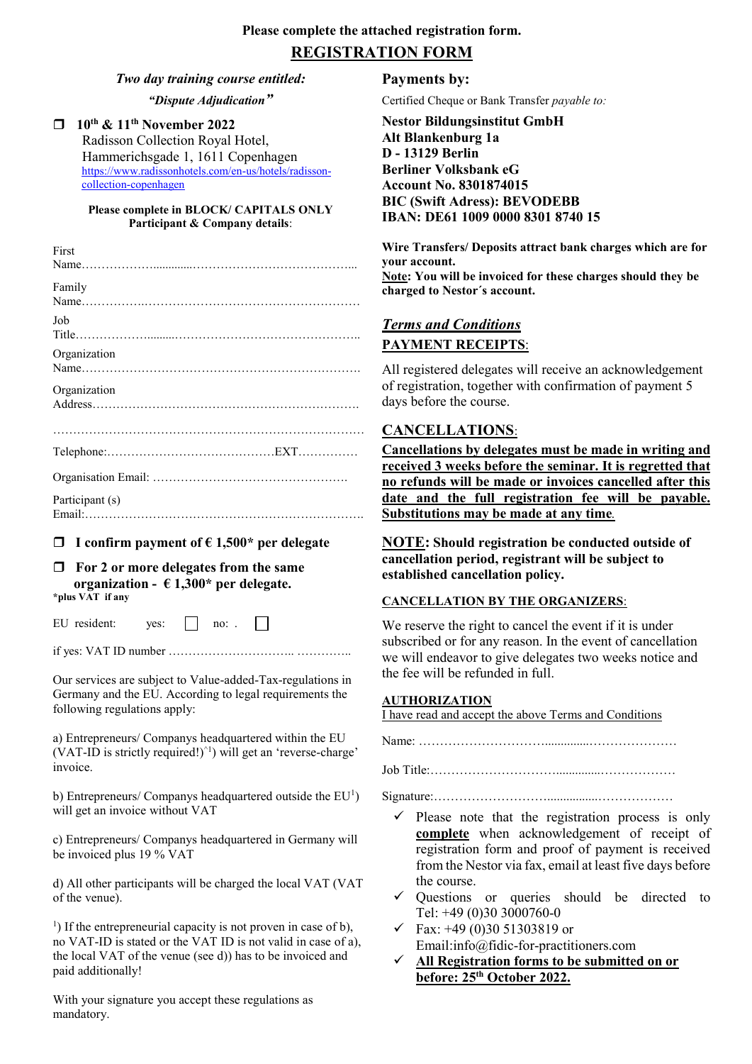**Please complete the attached registration form.**

# REGISTRATION FORM

*Two day training course entitled:*

*"Dispute Adjudication"*

❒ **10th & 11th November 2022**
Radisson Collection Royal Hotel,
Hammerichsgade 1, 1611 Copenhagen
https://www.radissonhotels.com/en-us/hotels/radisson-collection-copenhagen

**Please complete in BLOCK/ CAPITALS ONLY**
**Participant & Company details**:

First Name……………….............…………………………………...

Family Name……………..………………………………………………

Job Title……………….........………………………………………..

Organization Name……………………………………………………….

Organization Address…………………………………………………….

……………………………………………………………………….

Telephone:……………………………………EXT……………

Organisation Email: ………………………………………….

Participant (s) Email:……………………………………………………………….

❒ **I confirm payment of € 1,500\* per delegate**

❒ **For 2 or more delegates from the same organization - € 1,300\* per delegate.**
**\*plus VAT if any**

EU resident: yes: ☐ no: . ☐

if yes: VAT ID number ………………………….. …………..

Our services are subject to Value-added-Tax-regulations in Germany and the EU. According to legal requirements the following regulations apply:

a) Entrepreneurs/ Companys headquartered within the EU (VAT-ID is strictly required!)^[1]) will get an 'reverse-charge' invoice.

b) Entrepreneurs/ Companys headquartered outside the EU[1]) will get an invoice without VAT

c) Entrepreneurs/ Companys headquartered in Germany will be invoiced plus 19 % VAT

d) All other participants will be charged the local VAT (VAT of the venue).

[1]) If the entrepreneurial capacity is not proven in case of b), no VAT-ID is stated or the VAT ID is not valid in case of a), the local VAT of the venue (see d)) has to be invoiced and paid additionally!

With your signature you accept these regulations as mandatory.

## Payments by:

Certified Cheque or Bank Transfer *payable to:*

**Nestor Bildungsinstitut GmbH**
**Alt Blankenburg 1a**
**D - 13129 Berlin**
**Berliner Volksbank eG**
**Account No. 8301874015**
**BIC (Swift Adress): BEVODEBB**
**IBAN: DE61 1009 0000 8301 8740 15**

**Wire Transfers/ Deposits attract bank charges which are for your account.**
**Note: You will be invoiced for these charges should they be charged to Nestor´s account.**

## *Terms and Conditions*

**PAYMENT RECEIPTS**:

All registered delegates will receive an acknowledgement of registration, together with confirmation of payment 5 days before the course.

**CANCELLATIONS**:

**Cancellations by delegates must be made in writing and received 3 weeks before the seminar. It is regretted that no refunds will be made or invoices cancelled after this date and the full registration fee will be payable. Substitutions may be made at any time.**

**NOTE: Should registration be conducted outside of cancellation period, registrant will be subject to established cancellation policy.**

**CANCELLATION BY THE ORGANIZERS**:

We reserve the right to cancel the event if it is under subscribed or for any reason. In the event of cancellation we will endeavor to give delegates two weeks notice and the fee will be refunded in full.

**AUTHORIZATION**

I have read and accept the above Terms and Conditions

Name: ………………………….............…………………

Job Title:………………………….............………………

Signature:……………………….................………………

- ✓ Please note that the registration process is only **complete** when acknowledgement of receipt of registration form and proof of payment is received from the Nestor via fax, email at least five days before the course.
- ✓ Questions or queries should be directed to Tel: +49 (0)30 3000760-0
- ✓ Fax: +49 (0)30 51303819 or Email:info@fidic-for-practitioners.com
- ✓ **All Registration forms to be submitted on or before: 25th October 2022.**